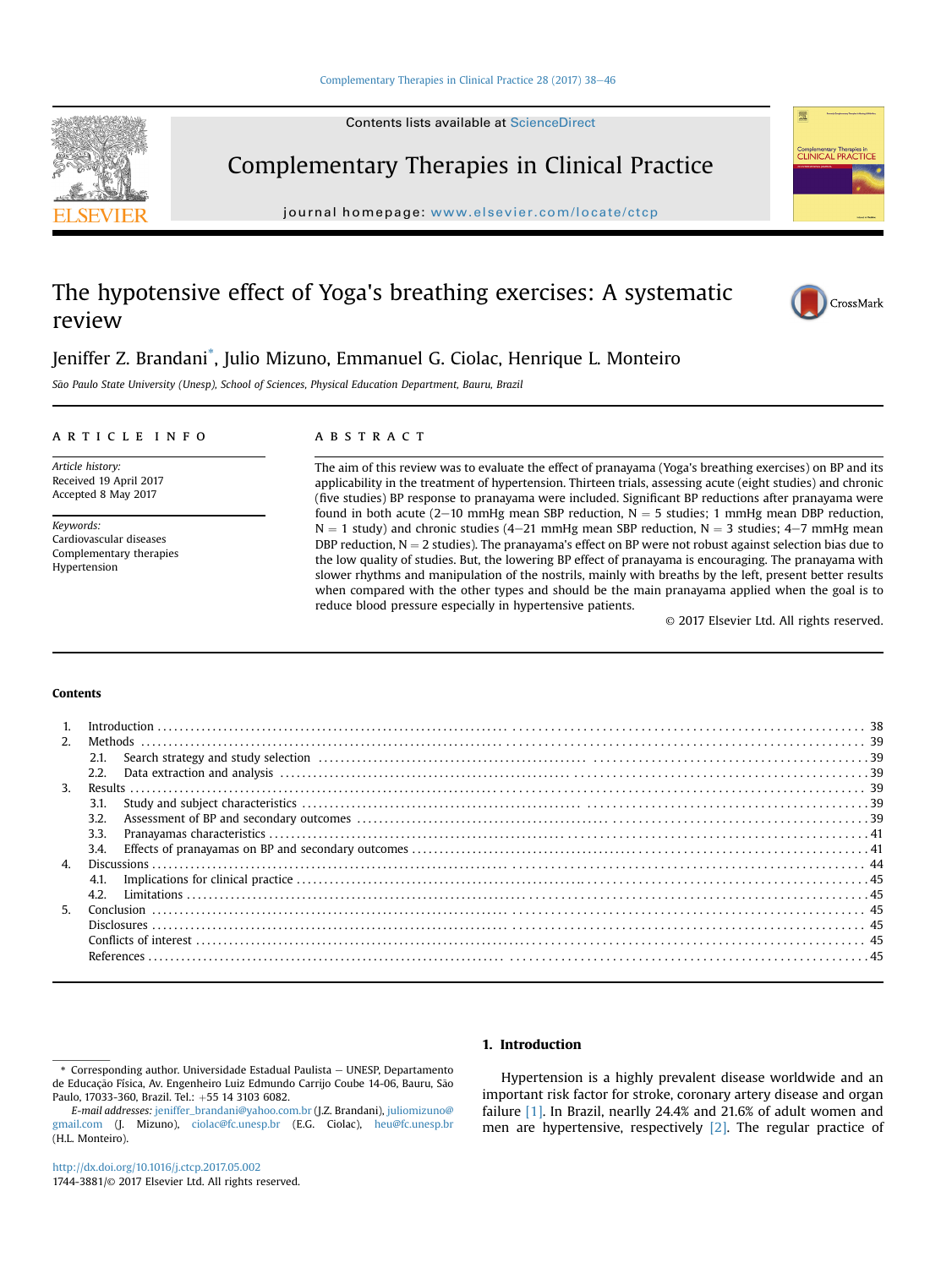# The hypotensive effect of Yoga's breathing exercises: A systematic review

Jeniffer Z. Brandani*, Julio Mizuno, Emmanuel G. Ciolac, Henrique L. Monteiro

*São Paulo State University (Unesp), School of Sciences, Physical Education Department, Bauru, Brazil*

## ARTICLE INFO

*Article history:*
Received 19 April 2017
Accepted 8 May 2017

*Keywords:*
Cardiovascular diseases
Complementary therapies
Hypertension

## ABSTRACT

The aim of this review was to evaluate the effect of pranayama (Yoga's breathing exercises) on BP and its applicability in the treatment of hypertension. Thirteen trials, assessing acute (eight studies) and chronic (five studies) BP response to pranayama were included. Significant BP reductions after pranayama were found in both acute (2–10 mmHg mean SBP reduction, N = 5 studies; 1 mmHg mean DBP reduction, N = 1 study) and chronic studies (4–21 mmHg mean SBP reduction, N = 3 studies; 4–7 mmHg mean DBP reduction, N = 2 studies). The pranayama's effect on BP were not robust against selection bias due to the low quality of studies. But, the lowering BP effect of pranayama is encouraging. The pranayama with slower rhythms and manipulation of the nostrils, mainly with breaths by the left, present better results when compared with the other types and should be the main pranayama applied when the goal is to reduce blood pressure especially in hypertensive patients.

© 2017 Elsevier Ltd. All rights reserved.

**Contents**

1. Introduction . . . 38
2. Methods . . . 39
   - 2.1. Search strategy and study selection . . . 39
   - 2.2. Data extraction and analysis . . . 39
3. Results . . . 39
   - 3.1. Study and subject characteristics . . . 39
   - 3.2. Assessment of BP and secondary outcomes . . . 39
   - 3.3. Pranayamas characteristics . . . 41
   - 3.4. Effects of pranayamas on BP and secondary outcomes . . . 41
4. Discussions . . . 44
   - 4.1. Implications for clinical practice . . . 45
   - 4.2. Limitations . . . 45
5. Conclusion . . . 45

Disclosures . . . 45
Conflicts of interest . . . 45
References . . . 45

## 1. Introduction

Hypertension is a highly prevalent disease worldwide and an important risk factor for stroke, coronary artery disease and organ failure [1]. In Brazil, nearly 24.4% and 21.6% of adult women and men are hypertensive, respectively [2]. The regular practice of

---

* Corresponding author. Universidade Estadual Paulista – UNESP, Departamento de Educação Física, Av. Engenheiro Luiz Edmundo Carrijo Coube 14-06, Bauru, São Paulo, 17033-360, Brazil. Tel.: +55 14 3103 6082.

*E-mail addresses:* jeniffer_brandani@yahoo.com.br (J.Z. Brandani), juliomizuno@gmail.com (J. Mizuno), ciolac@fc.unesp.br (E.G. Ciolac), heu@fc.unesp.br (H.L. Monteiro).

http://dx.doi.org/10.1016/j.ctcp.2017.05.002
1744-3881/© 2017 Elsevier Ltd. All rights reserved.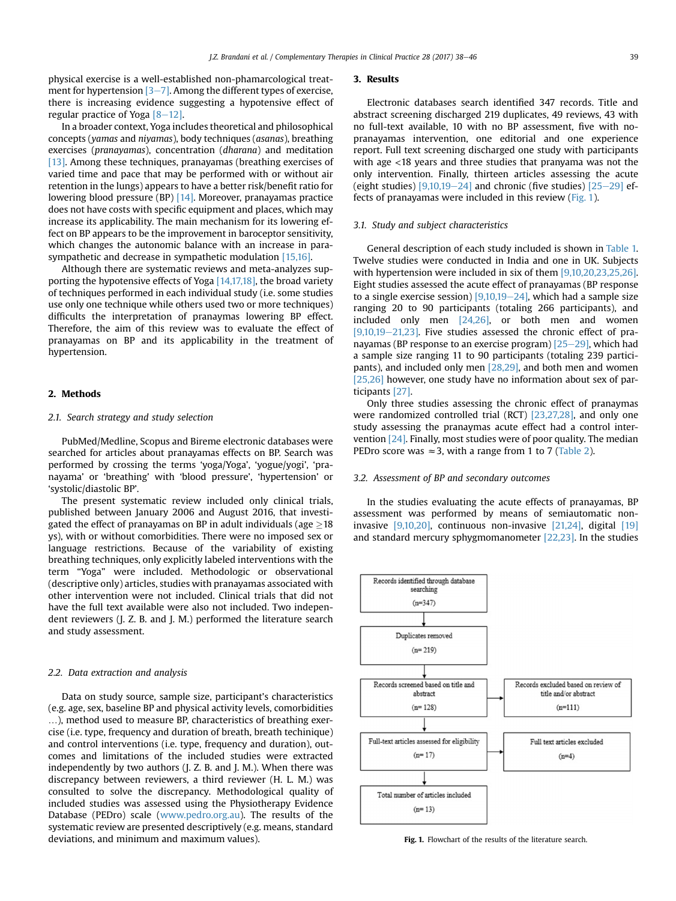physical exercise is a well-established non-phamarcological treatment for hypertension [3–7]. Among the different types of exercise, there is increasing evidence suggesting a hypotensive effect of regular practice of Yoga [8–12].

In a broader context, Yoga includes theoretical and philosophical concepts (*yamas* and *niyamas*), body techniques (*asanas*), breathing exercises (*pranayamas*), concentration (*dharana*) and meditation [13]. Among these techniques, pranayamas (breathing exercises of varied time and pace that may be performed with or without air retention in the lungs) appears to have a better risk/benefit ratio for lowering blood pressure (BP) [14]. Moreover, pranayamas practice does not have costs with specific equipment and places, which may increase its applicability. The main mechanism for its lowering effect on BP appears to be the improvement in baroceptor sensitivity, which changes the autonomic balance with an increase in parasympathetic and decrease in sympathetic modulation [15,16].

Although there are systematic reviews and meta-analyzes supporting the hypotensive effects of Yoga [14,17,18], the broad variety of techniques performed in each individual study (i.e. some studies use only one technique while others used two or more techniques) difficults the interpretation of pranaymas lowering BP effect. Therefore, the aim of this review was to evaluate the effect of pranayamas on BP and its applicability in the treatment of hypertension.

## 2. Methods

### 2.1. Search strategy and study selection

PubMed/Medline, Scopus and Bireme electronic databases were searched for articles about pranayamas effects on BP. Search was performed by crossing the terms 'yoga/Yoga', 'yogue/yogi', 'pranayama' or 'breathing' with 'blood pressure', 'hypertension' or 'systolic/diastolic BP'.

The present systematic review included only clinical trials, published between January 2006 and August 2016, that investigated the effect of pranayamas on BP in adult individuals (age ≥18 ys), with or without comorbidities. There were no imposed sex or language restrictions. Because of the variability of existing breathing techniques, only explicitly labeled interventions with the term "Yoga" were included. Methodologic or observational (descriptive only) articles, studies with pranayamas associated with other intervention were not included. Clinical trials that did not have the full text available were also not included. Two independent reviewers (J. Z. B. and J. M.) performed the literature search and study assessment.

### 2.2. Data extraction and analysis

Data on study source, sample size, participant's characteristics (e.g. age, sex, baseline BP and physical activity levels, comorbidities …), method used to measure BP, characteristics of breathing exercise (i.e. type, frequency and duration of breath, breath techinique) and control interventions (i.e. type, frequency and duration), outcomes and limitations of the included studies were extracted independently by two authors (J. Z. B. and J. M.). When there was discrepancy between reviewers, a third reviewer (H. L. M.) was consulted to solve the discrepancy. Methodological quality of included studies was assessed using the Physiotherapy Evidence Database (PEDro) scale (www.pedro.org.au). The results of the systematic review are presented descriptively (e.g. means, standard deviations, and minimum and maximum values).

## 3. Results

Electronic databases search identified 347 records. Title and abstract screening discharged 219 duplicates, 49 reviews, 43 with no full-text available, 10 with no BP assessment, five with no-pranayamas intervention, one editorial and one experience report. Full text screening discharged one study with participants with age <18 years and three studies that pranyama was not the only intervention. Finally, thirteen articles assessing the acute (eight studies) [9,10,19–24] and chronic (five studies) [25–29] effects of pranayamas were included in this review (Fig. 1).

### 3.1. Study and subject characteristics

General description of each study included is shown in Table 1. Twelve studies were conducted in India and one in UK. Subjects with hypertension were included in six of them [9,10,20,23,25,26]. Eight studies assessed the acute effect of pranayamas (BP response to a single exercise session) [9,10,19–24], which had a sample size ranging 20 to 90 participants (totaling 266 participants), and included only men [24,26], or both men and women [9,10,19–21,23]. Five studies assessed the chronic effect of pranayamas (BP response to an exercise program) [25–29], which had a sample size ranging 11 to 90 participants (totaling 239 participants), and included only men [28,29], and both men and women [25,26] however, one study have no information about sex of participants [27].

Only three studies assessing the chronic effect of pranaymas were randomized controlled trial (RCT) [23,27,28], and only one study assessing the pranaymas acute effect had a control intervention [24]. Finally, most studies were of poor quality. The median PEDro score was ≈3, with a range from 1 to 7 (Table 2).

### 3.2. Assessment of BP and secondary outcomes

In the studies evaluating the acute effects of pranayamas, BP assessment was performed by means of semiautomatic non-invasive [9,10,20], continuous non-invasive [21,24], digital [19] and standard mercury sphygmomanometer [22,23]. In the studies

Records identified through database searching (n=347) → Duplicates removed (n= 219) → Records screened based on title and abstract (n= 128) → Records excluded based on review of title and/or abstract (n=111); Full-text articles assessed for eligibility (n= 17) → Full text articles excluded (n=4); Total number of articles included (n= 13)

**Fig. 1.** Flowchart of the results of the literature search.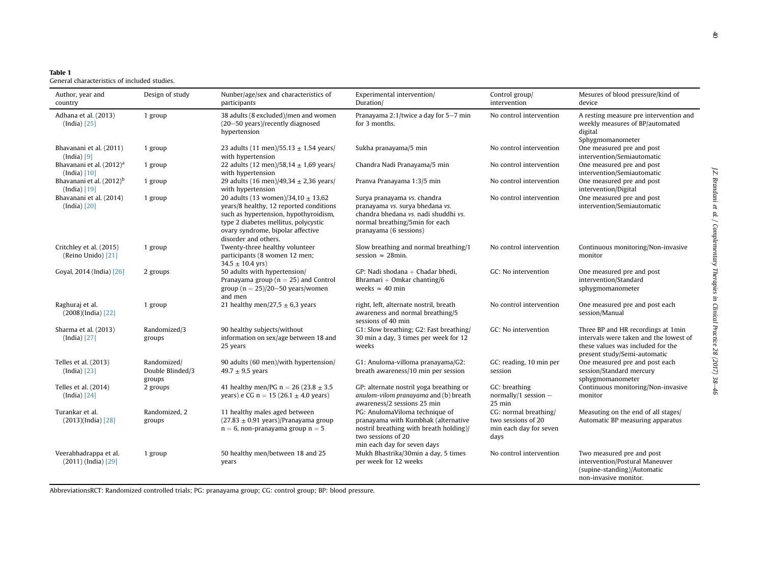**Table 1**
General characteristics of included studies.

| Author, year and country | Design of study | Nunber/age/sex and characteristics of participants | Experimental intervention/ Duration/ | Control group/ intervention | Mesures of blood pressure/kind of device |
|---|---|---|---|---|---|
| Adhana et al. (2013) (India) [25] | 1 group | 38 adults (8 excluded)/men and women (20–50 years)/recently diagnosed hypertension | Pranayama 2:1/twice a day for 5–7 min for 3 months. | No control intervention | A resting measure pre intervention and weekly measures of BP/automated digital Sphygmomanometer |
| Bhavanani et al. (2011) (India) [9] | 1 group | 23 adults (11 men)/55.13 ± 1.54 years/ with hypertension | Sukha pranayama/5 min | No control intervention | One measured pre and post intervention/Semiautomatic |
| Bhavanani et al. (2012)[a] (India) [10] | 1 group | 22 adults (12 men)/58,14 ± 1,69 years/ with hypertension | Chandra Nadi Pranayama/5 min | No control intervention | One measured pre and post intervention/Semiautomatic |
| Bhavanani et al. (2012)[b] (India) [19] | 1 group | 29 adults (16 men)/49,34 ± 2,36 years/ with hypertension | Pranva Pranayama 1:3/5 min | No control intervention | One measured pre and post intervention/Digital |
| Bhavanani et al. (2014) (India) [20] | 1 group | 20 adults (13 women)/34,10 ± 13,62 years/8 healthy, 12 reported conditions such as hypertension, hypothyroidism, type 2 diabetes mellitus, polycystic ovary syndrome, bipolar affective disorder and others. | Surya pranayama *vs.* chandra pranayama *vs.* surya bhedana *vs.* chandra bhedana *vs.* nadi shuddhi *vs.* normal breathing/5min for each pranayama (6 sessions) | No control intervention | One measured pre and post intervention/Semiautomatic |
| Critchley et al. (2015) (Reino Unido) [21] | 1 group | Twenty-three healthy volunteer participants (8 women 12 men; 34.5 ± 10.4 yrs) | Slow breathing and normal breathing/1 session ≈ 28min. | No control intervention | Continuous monitoring/Non-invasive monitor |
| Goyal, 2014 (India) [26] | 2 groups | 50 adults with hypertension/ Pranayama group (n = 25) and Control group (n = 25)/20–50 years/women and men | GP: Nadi shodana + Chadar bhedi, Bhramari + Omkar chanting/6 weeks ≈ 40 min | GC: No intervention | One measured pre and post intervention/Standard sphygmomanometer |
| Raghuraj et al. (2008)(India) [22] | 1 group | 21 healthy men/27,5 ± 6,3 years | right, left, alternate nostril, breath awareness and normal breathing/5 sessions of 40 min | No control intervention | One measured pre and post each session/Manual |
| Sharma et al. (2013) (India) [27] | Randomized/3 groups | 90 healthy subjects/without information on sex/age between 18 and 25 years | G1: Slow breathing; G2: Fast breathing/ 30 min a day, 3 times per week for 12 weeks | GC: No intervention | Three BP and HR recordings at 1min intervals were taken and the lowest of these values was included for the present study/Semi-automatic |
| Telles et al. (2013) (India) [23] | Randomized/ Double Blinded/3 groups | 90 adults (60 men)/with hypertension/ 49.7 ± 9.5 years | G1: Anuloma-villoma pranayama/G2: breath awareness/10 min per session | GC: reading, 10 min per session | One measured pre and post each session/Standard mercury sphygmomanometer |
| Telles et al. (2014) (India) [24] | 2 groups | 41 healthy men/PG n = 26 (23.8 ± 3.5 years) e CG n = 15 (26.1 ± 4.0 years) | GP: alternate nostril yoga breathing or *anulom-vilom pranayama* and (b) breath awareness/2 sessions 25 min | GC: breathing normally/1 session – 25 min | Continuous monitoring/Non-invasive monitor |
| Turankar et al. (2013)(India) [28] | Randomized, 2 groups | 11 healthy males aged between (27.83 ± 0.91 years)/Pranayama group n = 6, non-pranayama group n = 5 | PG: AnulomaViloma technique of pranayama with Kumbhak (alternative nostril breathing with breath holding)/ two sessions of 20 min each day for seven days | CG: normal breathing/ two sessions of 20 min each day for seven days | Measuting on the end of all stages/ Automatic BP measuring apparatus |
| Veerabhadrappa et al. (2011) (India) [29] | 1 group | 50 healthy men/between 18 and 25 years | Mukh Bhastrika/30min a day, 5 times per week for 12 weeks | No control intervention | Two measured pre and post intervention/Postural Maneuver (supine-standing)/Automatic non-invasive monitor. |

AbbreviationsRCT: Randomized controlled trials; PG: pranayama group; CG: control group; BP: blood pressure.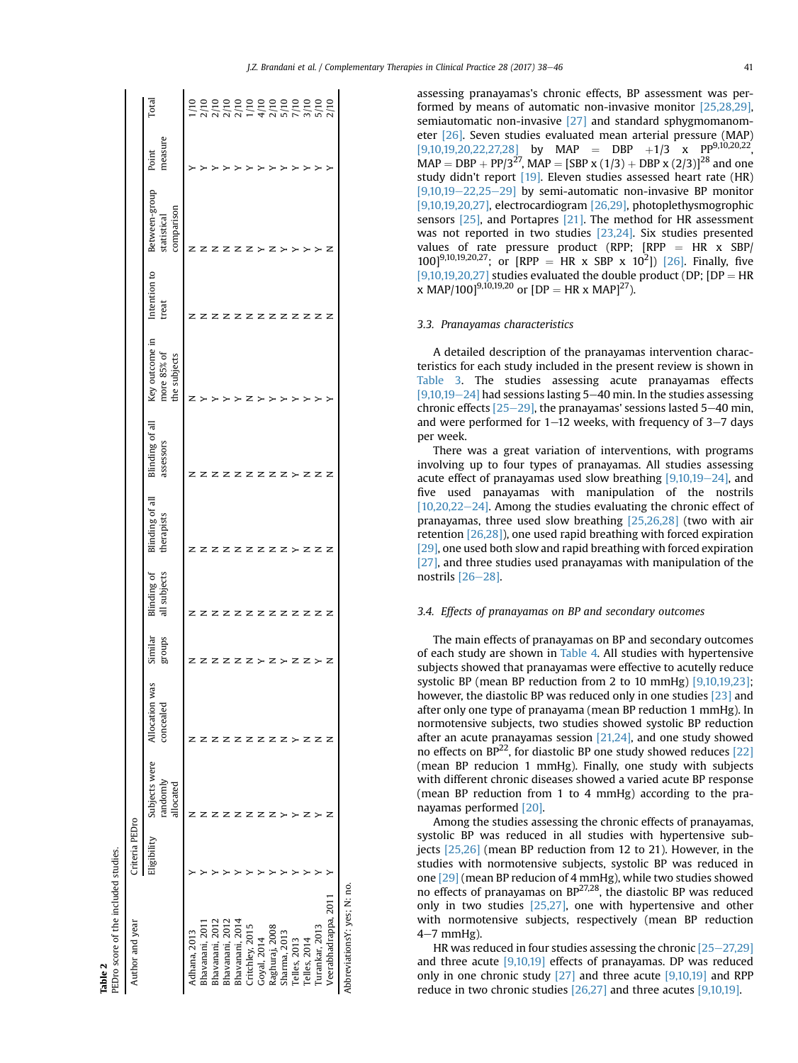**Table 2**
PEDro score of the included studies.

| Author and year | Criteria PEDro | | | | | | | | | | | |
|---|---|---|---|---|---|---|---|---|---|---|---|---|
| | Eligibility | Subjects were randomly allocated | Allocation was concealed | Similar groups | Blinding of all subjects | Blinding of all therapists | Blinding of all assessors | Key outcome in more 85% of the subjects | Intention to treat | Between-group statistical comparison | Point measure | Total |
| Adhana, 2013 | Y | N | N | N | N | N | N | N | N | N | Y | 1/10 |
| Bhavanani, 2011 | Y | N | N | N | N | N | N | Y | N | N | Y | 2/10 |
| Bhavanani, 2012 | Y | N | N | N | N | N | N | Y | N | N | Y | 2/10 |
| Bhavanani, 2012 | Y | N | N | N | N | N | N | Y | N | N | Y | 2/10 |
| Bhavanani, 2014 | Y | N | N | N | N | N | N | Y | N | N | Y | 2/10 |
| Critchley, 2015 | Y | N | N | N | N | N | N | N | N | N | Y | 1/10 |
| Goyal, 2014 | Y | N | N | Y | N | N | N | Y | N | Y | Y | 4/10 |
| Raghuraj, 2008 | Y | N | N | N | N | N | N | Y | N | N | Y | 2/10 |
| Sharma, 2013 | Y | Y | N | Y | N | N | N | Y | N | Y | Y | 5/10 |
| Telles, 2013 | Y | Y | Y | N | N | Y | Y | Y | N | Y | Y | 7/10 |
| Telles, 2014 | Y | N | N | N | N | N | N | Y | N | Y | Y | 3/10 |
| Turankar, 2013 | Y | Y | N | Y | N | N | N | Y | N | Y | Y | 5/10 |
| Veerabhadrappa, 2011 | Y | N | N | N | N | N | N | Y | N | N | Y | 2/10 |

AbbreviationsY: yes; N: no.

assessing pranayamas's chronic effects, BP assessment was performed by means of automatic non-invasive monitor [25,28,29], semiautomatic non-invasive [27] and standard sphygmomanometer [26]. Seven studies evaluated mean arterial pressure (MAP) [9,10,19,20,22,27,28] by $MAP = DBP + 1/3 \times PP$[9,10,20,22], $MAP = DBP + PP/3$[27], $MAP = [SBP \times (1/3) + DBP \times (2/3)]$[28] and one study didn't report [19]. Eleven studies assessed heart rate (HR) [9,10,19–22,25–29] by semi-automatic non-invasive BP monitor [9,10,19,20,27], electrocardiogram [26,29], photoplethysmographic sensors [25], and Portapres [21]. The method for HR assessment was not reported in two studies [23,24]. Six studies presented values of rate pressure product (RPP; $[RPP = HR \times SBP/100]$[9,10,19,20,27]; or $[RPP = HR \times SBP \times 10^2]$) [26]. Finally, five [9,10,19,20,27] studies evaluated the double product (DP; $[DP = HR \times MAP/100]$[9,10,19,20] or $[DP = HR \times MAP]$[27]).

### 3.3. Pranayamas characteristics

A detailed description of the pranayamas intervention characteristics for each study included in the present review is shown in Table 3. The studies assessing acute pranayamas effects [9,10,19–24] had sessions lasting 5–40 min. In the studies assessing chronic effects [25–29], the pranayamas' sessions lasted 5–40 min, and were performed for 1–12 weeks, with frequency of 3–7 days per week.

There was a great variation of interventions, with programs involving up to four types of pranayamas. All studies assessing acute effect of pranayamas used slow breathing [9,10,19–24], and five used panayamas with manipulation of the nostrils [10,20,22–24]. Among the studies evaluating the chronic effect of pranayamas, three used slow breathing [25,26,28] (two with air retention [26,28]), one used rapid breathing with forced expiration [29], one used both slow and rapid breathing with forced expiration [27], and three studies used pranayamas with manipulation of the nostrils [26–28].

### 3.4. Effects of pranayamas on BP and secondary outcomes

The main effects of pranayamas on BP and secondary outcomes of each study are shown in Table 4. All studies with hypertensive subjects showed that pranayamas were effective to acutelly reduce systolic BP (mean BP reduction from 2 to 10 mmHg) [9,10,19,23]; however, the diastolic BP was reduced only in one studies [23] and after only one type of pranayama (mean BP reduction 1 mmHg). In normotensive subjects, two studies showed systolic BP reduction after an acute pranayamas session [21,24], and one study showed no effects on BP[22], for diastolic BP one study showed reduces [22] (mean BP reducion 1 mmHg). Finally, one study with subjects with different chronic diseases showed a varied acute BP response (mean BP reduction from 1 to 4 mmHg) according to the pranayamas performed [20].

Among the studies assessing the chronic effects of pranayamas, systolic BP was reduced in all studies with hypertensive subjects [25,26] (mean BP reduction from 12 to 21). However, in the studies with normotensive subjects, systolic BP was reduced in one [29] (mean BP reducion of 4 mmHg), while two studies showed no effects of pranayamas on BP[27,28], the diastolic BP was reduced only in two studies [25,27], one with hypertensive and other with normotensive subjects, respectively (mean BP reduction 4–7 mmHg).

HR was reduced in four studies assessing the chronic [25–27,29] and three acute [9,10,19] effects of pranayamas. DP was reduced only in one chronic study [27] and three acute [9,10,19] and RPP reduce in two chronic studies [26,27] and three acutes [9,10,19].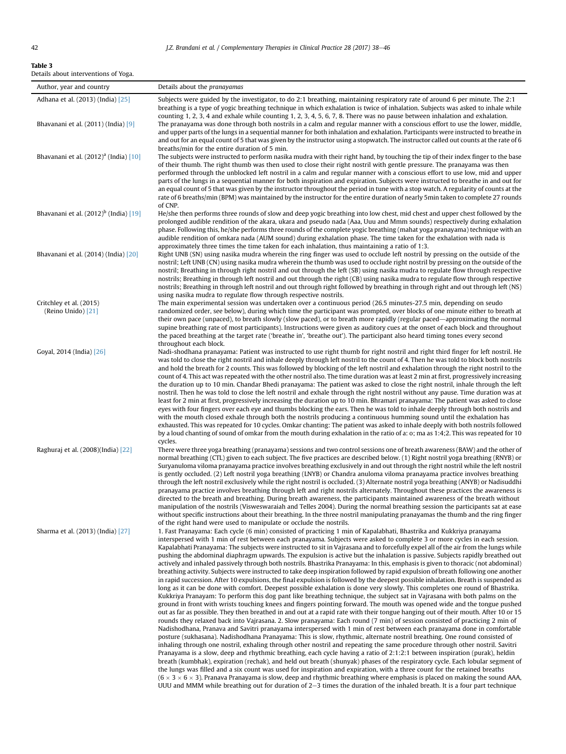**Table 3**
Details about interventions of Yoga.

| Author, year and country | Details about the *pranayamas* |
|---|---|
| Adhana et al. (2013) (India) [25] | Subjects were guided by the investigator, to do 2:1 breathing, maintaining respiratory rate of around 6 per minute. The 2:1 breathing is a type of yogic breathing technique in which exhalation is twice of inhalation. Subjects was asked to inhale while counting 1, 2, 3, 4 and exhale while counting 1, 2, 3, 4, 5, 6, 7, 8. There was no pause between inhalation and exhalation. |
| Bhavanani et al. (2011) (India) [9] | The pranayama was done through both nostrils in a calm and regular manner with a conscious effort to use the lower, middle, and upper parts of the lungs in a sequential manner for both inhalation and exhalation. Participants were instructed to breathe in and out for an equal count of 5 that was given by the instructor using a stopwatch. The instructor called out counts at the rate of 6 breaths/min for the entire duration of 5 min. |
| Bhavanani et al. (2012)[a] (India) [10] | The subjects were instructed to perform nasika mudra with their right hand, by touching the tip of their index finger to the base of their thumb. The right thumb was then used to close their right nostril with gentle pressure. The pranayama was then performed through the unblocked left nostril in a calm and regular manner with a conscious effort to use low, mid and upper parts of the lungs in a sequential manner for both inspiration and expiration. Subjects were instructed to breathe in and out for an equal count of 5 that was given by the instructor throughout the period in tune with a stop watch. A regularity of counts at the rate of 6 breaths/min (BPM) was maintained by the instructor for the entire duration of nearly 5min taken to complete 27 rounds of CNP. |
| Bhavanani et al. (2012)[b] (India) [19] | He/she then performs three rounds of slow and deep yogic breathing into low chest, mid chest and upper chest followed by the prolonged audible rendition of the akara, ukara and pseudo nada (Aaa, Uuu and Mmm sounds) respectively during exhalation phase. Following this, he/she performs three rounds of the complete yogic breathing (mahat yoga pranayama) technique with an audible rendition of omkara nada (AUM sound) during exhalation phase. The time taken for the exhalation with nada is approximately three times the time taken for each inhalation, thus maintaining a ratio of 1:3. |
| Bhavanani et al. (2014) (India) [20] | Right UNB (SN) using nasika mudra wherein the ring finger was used to occlude left nostril by pressing on the outside of the nostril; Left UNB (CN) using nasika mudra wherein the thumb was used to occlude right nostril by pressing on the outside of the nostril; Breathing in through right nostril and out through the left (SB) using nasika mudra to regulate flow through respective nostrils; Breathing in through left nostril and out through the right (CB) using nasika mudra to regulate flow through respective nostrils; Breathing in through left nostril and out through right followed by breathing in through right and out through left (NS) using nasika mudra to regulate flow through respective nostrils. |
| Critchley et al. (2015) (Reino Unido) [21] | The main experimental session was undertaken over a continuous period (26.5 minutes-27.5 min, depending on seudo randomized order, see below), during which time the participant was prompted, over blocks of one minute either to breath at their own pace (unpaced), to breath slowly (slow paced), or to breath more rapidly (regular paced—approximating the normal supine breathing rate of most participants). Instructions were given as auditory cues at the onset of each block and throughout the paced breathing at the target rate ('breathe in', 'breathe out'). The participant also heard timing tones every second throughout each block. |
| Goyal, 2014 (India) [26] | Nadi-shodhana pranayama: Patient was instructed to use right thumb for right nostril and right third finger for left nostril. He was told to close the right nostril and inhale deeply through left nostril to the count of 4. Then he was told to block both nostrils and hold the breath for 2 counts. This was followed by blocking of the left nostril and exhalation through the right nostril to the count of 4. This act was repeated with the other nostril also. The time duration was at least 2 min at first, progressively increasing the duration up to 10 min. Chandar Bhedi pranayama: The patient was asked to close the right nostril, inhale through the left nostril. Then he was told to close the left nostril and exhale through the right nostril without any pause. Time duration was at least for 2 min at first, progressively increasing the duration up to 10 min. Bhramari pranayama: The patient was asked to close eyes with four fingers over each eye and thumbs blocking the ears. Then he was told to inhale deeply through both nostrils and with the mouth closed exhale through both the nostrils producing a continuous humming sound until the exhalation has exhausted. This was repeated for 10 cycles. Omkar chanting: The patient was asked to inhale deeply with both nostrils followed by a loud chanting of sound of omkar from the mouth during exhalation in the ratio of a: o; ma as 1:4;2. This was repeated for 10 cycles. |
| Raghuraj et al. (2008)(India) [22] | There were three yoga breathing (pranayama) sessions and two control sessions one of breath awareness (BAW) and the other of normal breathing (CTL) given to each subject. The five practices are described below. (1) Right nostril yoga breathing (RNYB) or Suryanuloma viloma pranayama practice involves breathing exclusively in and out through the right nostril while the left nostril is gently occluded. (2) Left nostril yoga breathing (LNYB) or Chandra anuloma viloma pranayama practice involves breathing through the left nostril exclusively while the right nostril is occluded. (3) Alternate nostril yoga breathing (ANYB) or Nadisuddhi pranayama practice involves breathing through left and right nostrils alternately. Throughout these practices the awareness is directed to the breath and breathing. During breath awareness, the participants maintained awareness of the breath without manipulation of the nostrils (Visweswaraiah and Telles 2004). During the normal breathing session the participants sat at ease without specific instructions about their breathing. In the three nostril manipulating pranayamas the thumb and the ring finger of the right hand were used to manipulate or occlude the nostrils. |
| Sharma et al. (2013) (India) [27] | 1. Fast Pranayama: Each cycle (6 min) consisted of practicing 1 min of Kapalabhati, Bhastrika and Kukkriya pranayama interspersed with 1 min of rest between each pranayama. Subjects were asked to complete 3 or more cycles in each session. Kapalabhati Pranayama: The subjects were instructed to sit in Vajrasana and to forcefully expel all of the air from the lungs while pushing the abdominal diaphragm upwards. The expulsion is active but the inhalation is passive. Subjects rapidly breathed out actively and inhaled passively through both nostrils. Bhastrika Pranayama: In this, emphasis is given to thoracic (not abdominal) breathing activity. Subjects were instructed to take deep inspiration followed by rapid expulsion of breath following one another in rapid succession. After 10 expulsions, the final expulsion is followed by the deepest possible inhalation. Breath is suspended as long as it can be done with comfort. Deepest possible exhalation is done very slowly. This completes one round of Bhastrika. Kukkriya Pranayam: To perform this dog pant like breathing technique, the subject sat in Vajrasana with both palms on the ground in front with wrists touching knees and fingers pointing forward. The mouth was opened wide and the tongue pushed out as far as possible. They then breathed in and out at a rapid rate with their tongue hanging out of their mouth. After 10 or 15 rounds they relaxed back into Vajrasana. 2. Slow pranayama: Each round (7 min) of session consisted of practicing 2 min of Nadishodhana, Pranava and Savitri pranayama interspersed with 1 min of rest between each pranayama done in comfortable posture (sukhasana). Nadishodhana Pranayama: This is slow, rhythmic, alternate nostril breathing. One round consisted of inhaling through one nostril, exhaling through other nostril and repeating the same procedure through other nostril. Savitri Pranayama is a slow, deep and rhythmic breathing, each cycle having a ratio of 2:1:2:1 between inspiration (purak), heldin breath (kumbhak), expiration (rechak), and held out breath (shunyak) phases of the respiratory cycle. Each lobular segment of the lungs was filled and a six count was used for inspiration and expiration, with a three count for the retained breaths ($6 \times 3 \times 6 \times 3$). Pranava Pranayama is slow, deep and rhythmic breathing where emphasis is placed on making the sound AAA, UUU and MMM while breathing out for duration of 2–3 times the duration of the inhaled breath. It is a four part technique |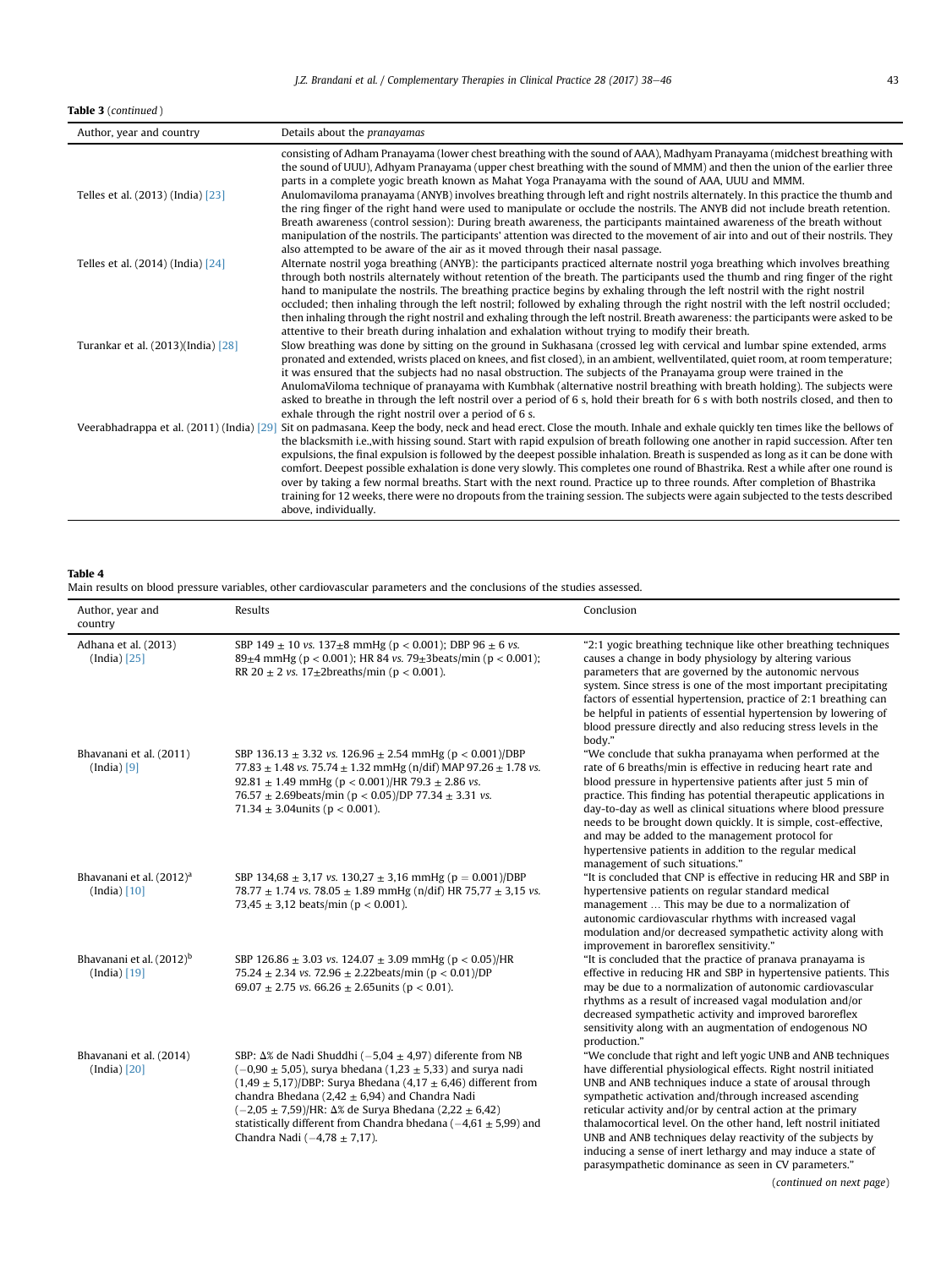**Table 3** (*continued*)

| Author, year and country | Details about the *pranayamas* |
|---|---|
| | consisting of Adham Pranayama (lower chest breathing with the sound of AAA), Madhyam Pranayama (midchest breathing with the sound of UUU), Adhyam Pranayama (upper chest breathing with the sound of MMM) and then the union of the earlier three parts in a complete yogic breath known as Mahat Yoga Pranayama with the sound of AAA, UUU and MMM. |
| Telles et al. (2013) (India) [23] | Anulomaviloma pranayama (ANYB) involves breathing through left and right nostrils alternately. In this practice the thumb and the ring finger of the right hand were used to manipulate or occlude the nostrils. The ANYB did not include breath retention. Breath awareness (control session): During breath awareness, the participants maintained awareness of the breath without manipulation of the nostrils. The participants' attention was directed to the movement of air into and out of their nostrils. They also attempted to be aware of the air as it moved through their nasal passage. |
| Telles et al. (2014) (India) [24] | Alternate nostril yoga breathing (ANYB): the participants practiced alternate nostril yoga breathing which involves breathing through both nostrils alternately without retention of the breath. The participants used the thumb and ring finger of the right hand to manipulate the nostrils. The breathing practice begins by exhaling through the left nostril with the right nostril occluded; then inhaling through the left nostril; followed by exhaling through the right nostril with the left nostril occluded; then inhaling through the right nostril and exhaling through the left nostril. Breath awareness: the participants were asked to be attentive to their breath during inhalation and exhalation without trying to modify their breath. |
| Turankar et al. (2013)(India) [28] | Slow breathing was done by sitting on the ground in Sukhasana (crossed leg with cervical and lumbar spine extended, arms pronated and extended, wrists placed on knees, and fist closed), in an ambient, wellventilated, quiet room, at room temperature; it was ensured that the subjects had no nasal obstruction. The subjects of the Pranayama group were trained in the AnulomaViloma technique of pranayama with Kumbhak (alternative nostril breathing with breath holding). The subjects were asked to breathe in through the left nostril over a period of 6 s, hold their breath for 6 s with both nostrils closed, and then to exhale through the right nostril over a period of 6 s. |
| Veerabhadrappa et al. (2011) (India) [29] | Sit on padmasana. Keep the body, neck and head erect. Close the mouth. Inhale and exhale quickly ten times like the bellows of the blacksmith i.e.,with hissing sound. Start with rapid expulsion of breath following one another in rapid succession. After ten expulsions, the final expulsion is followed by the deepest possible inhalation. Breath is suspended as long as it can be done with comfort. Deepest possible exhalation is done very slowly. This completes one round of Bhastrika. Rest a while after one round is over by taking a few normal breaths. Start with the next round. Practice up to three rounds. After completion of Bhastrika training for 12 weeks, there were no dropouts from the training session. The subjects were again subjected to the tests described above, individually. |

**Table 4**
Main results on blood pressure variables, other cardiovascular parameters and the conclusions of the studies assessed.

| Author, year and country | Results | Conclusion |
|---|---|---|
| Adhana et al. (2013) (India) [25] | SBP 149 ± 10 *vs.* 137±8 mmHg (p < 0.001); DBP 96 ± 6 *vs.* 89±4 mmHg (p < 0.001); HR 84 *vs.* 79±3beats/min (p < 0.001); RR 20 ± 2 *vs.* 17±2breaths/min (p < 0.001). | "2:1 yogic breathing technique like other breathing techniques causes a change in body physiology by altering various parameters that are governed by the autonomic nervous system. Since stress is one of the most important precipitating factors of essential hypertension, practice of 2:1 breathing can be helpful in patients of essential hypertension by lowering of blood pressure directly and also reducing stress levels in the body." |
| Bhavanani et al. (2011) (India) [9] | SBP 136.13 ± 3.32 *vs.* 126.96 ± 2.54 mmHg (p < 0.001)/DBP 77.83 ± 1.48 *vs.* 75.74 ± 1.32 mmHg (n/dif) MAP 97.26 ± 1.78 *vs.* 92.81 ± 1.49 mmHg (p < 0.001)/HR 79.3 ± 2.86 *vs.* 76.57 ± 2.69beats/min (p < 0.05)/DP 77.34 ± 3.31 *vs.* 71.34 ± 3.04units (p < 0.001). | "We conclude that sukha pranayama when performed at the rate of 6 breaths/min is effective in reducing heart rate and blood pressure in hypertensive patients after just 5 min of practice. This finding has potential therapeutic applications in day-to-day as well as clinical situations where blood pressure needs to be brought down quickly. It is simple, cost-effective, and may be added to the management protocol for hypertensive patients in addition to the regular medical management of such situations." |
| Bhavanani et al. (2012)[a] (India) [10] | SBP 134,68 ± 3,17 *vs.* 130,27 ± 3,16 mmHg (p = 0.001)/DBP 78.77 ± 1.74 *vs.* 78.05 ± 1.89 mmHg (n/dif) HR 75,77 ± 3,15 *vs.* 73,45 ± 3,12 beats/min (p < 0.001). | "It is concluded that CNP is effective in reducing HR and SBP in hypertensive patients on regular standard medical management … This may be due to a normalization of autonomic cardiovascular rhythms with increased vagal modulation and/or decreased sympathetic activity along with improvement in baroreflex sensitivity." |
| Bhavanani et al. (2012)[b] (India) [19] | SBP 126.86 ± 3.03 *vs.* 124.07 ± 3.09 mmHg (p < 0.05)/HR 75.24 ± 2.34 *vs.* 72.96 ± 2.22beats/min (p < 0.01)/DP 69.07 ± 2.75 *vs.* 66.26 ± 2.65units (p < 0.01). | "It is concluded that the practice of pranava pranayama is effective in reducing HR and SBP in hypertensive patients. This may be due to a normalization of autonomic cardiovascular rhythms as a result of increased vagal modulation and/or decreased sympathetic activity and improved baroreflex sensitivity along with an augmentation of endogenous NO production." |
| Bhavanani et al. (2014) (India) [20] | SBP: Δ% de Nadi Shuddhi (−5,04 ± 4,97) diferente from NB (−0,90 ± 5,05), surya bhedana (1,23 ± 5,33) and surya nadi (1,49 ± 5,17)/DBP: Surya Bhedana (4,17 ± 6,46) different from chandra Bhedana (2,42 ± 6,94) and Chandra Nadi (−2,05 ± 7,59)/HR: Δ% de Surya Bhedana (2,22 ± 6,42) statistically different from Chandra bhedana (−4,61 ± 5,99) and Chandra Nadi (−4,78 ± 7,17). | "We conclude that right and left yogic UNB and ANB techniques have differential physiological effects. Right nostril initiated UNB and ANB techniques induce a state of arousal through sympathetic activation and/through increased ascending reticular activity and/or by central action at the primary thalamocortical level. On the other hand, left nostril initiated UNB and ANB techniques delay reactivity of the subjects by inducing a sense of inert lethargy and may induce a state of parasympathetic dominance as seen in CV parameters." |

(*continued on next page*)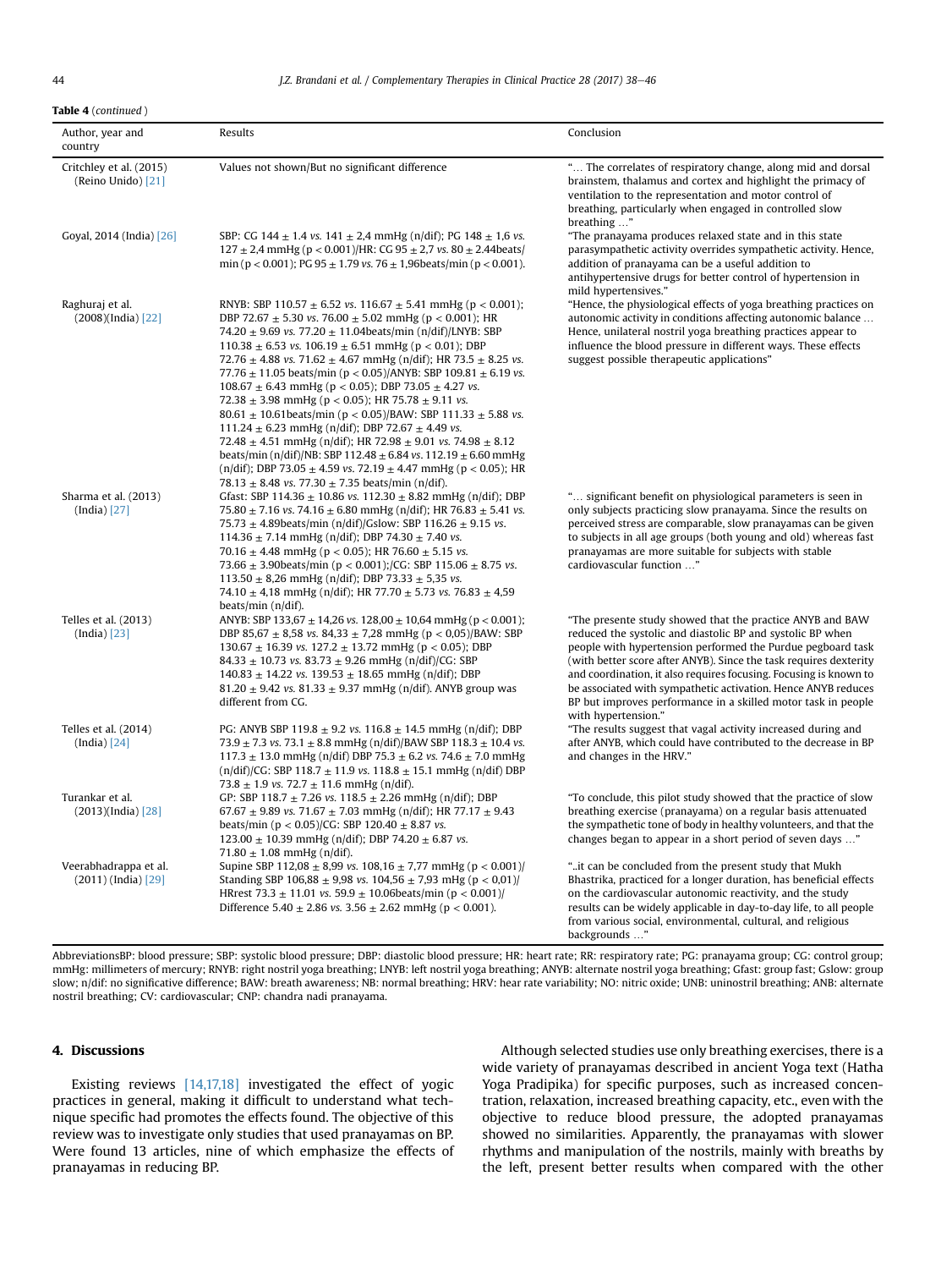**Table 4** (*continued*)

| Author, year and country | Results | Conclusion |
|---|---|---|
| Critchley et al. (2015) (Reino Unido) [21] | Values not shown/But no significant difference | "… The correlates of respiratory change, along mid and dorsal brainstem, thalamus and cortex and highlight the primacy of ventilation to the representation and motor control of breathing, particularly when engaged in controlled slow breathing …" |
| Goyal, 2014 (India) [26] | SBP: CG 144 ± 1.4 *vs.* 141 ± 2,4 mmHg (n/dif); PG 148 ± 1,6 *vs.* 127 ± 2,4 mmHg (p < 0.001)/HR: CG 95 ± 2,7 *vs.* 80 ± 2.44beats/min (p < 0.001); PG 95 ± 1.79 *vs.* 76 ± 1,96beats/min (p < 0.001). | "The pranayama produces relaxed state and in this state parasympathetic activity overrides sympathetic activity. Hence, addition of pranayama can be a useful addition to antihypertensive drugs for better control of hypertension in mild hypertensives." |
| Raghuraj et al. (2008)(India) [22] | RNYB: SBP 110.57 ± 6.52 *vs.* 116.67 ± 5.41 mmHg (p < 0.001); DBP 72.67 ± 5.30 *vs.* 76.00 ± 5.02 mmHg (p < 0.001); HR 74.20 ± 9.69 *vs.* 77.20 ± 11.04beats/min (n/dif)/LNYB: SBP 110.38 ± 6.53 *vs.* 106.19 ± 6.51 mmHg (p < 0.01); DBP 72.76 ± 4.88 *vs.* 71.62 ± 4.67 mmHg (n/dif); HR 73.5 ± 8.25 *vs.* 77.76 ± 11.05 beats/min (p < 0.05)/ANYB: SBP 109.81 ± 6.19 *vs.* 108.67 ± 6.43 mmHg (p < 0.05); DBP 73.05 ± 4.27 *vs.* 72.38 ± 3.98 mmHg (p < 0.05); HR 75.78 ± 9.11 *vs.* 80.61 ± 10.61beats/min (p < 0.05)/BAW: SBP 111.33 ± 5.88 *vs.* 111.24 ± 6.23 mmHg (n/dif); DBP 72.67 ± 4.49 *vs.* 72.48 ± 4.51 mmHg (n/dif); HR 72.98 ± 9.01 *vs.* 74.98 ± 8.12 beats/min (n/dif)/NB: SBP 112.48 ± 6.84 *vs.* 112.19 ± 6.60 mmHg (n/dif); DBP 73.05 ± 4.59 *vs.* 72.19 ± 4.47 mmHg (p < 0.05); HR 78.13 ± 8.48 *vs.* 77.30 ± 7.35 beats/min (n/dif). | "Hence, the physiological effects of yoga breathing practices on autonomic activity in conditions affecting autonomic balance … Hence, unilateral nostril yoga breathing practices appear to influence the blood pressure in different ways. These effects suggest possible therapeutic applications" |
| Sharma et al. (2013) (India) [27] | Gfast: SBP 114.36 ± 10.86 *vs.* 112.30 ± 8.82 mmHg (n/dif); DBP 75.80 ± 7.16 *vs.* 74.16 ± 6.80 mmHg (n/dif); HR 76.83 ± 5.41 *vs.* 75.73 ± 4.89beats/min (n/dif)/Gslow: SBP 116.26 ± 9.15 *vs.* 114.36 ± 7.14 mmHg (n/dif); DBP 74.30 ± 7.40 *vs.* 70.16 ± 4.48 mmHg (p < 0.05); HR 76.60 ± 5.15 *vs.* 73.66 ± 3.90beats/min (p < 0.001);/CG: SBP 115.06 ± 8.75 *vs.* 113.50 ± 8,26 mmHg (n/dif); DBP 73.33 ± 5,35 *vs.* 74.10 ± 4,18 mmHg (n/dif); HR 77.70 ± 5.73 *vs.* 76.83 ± 4,59 beats/min (n/dif). | "… significant benefit on physiological parameters is seen in only subjects practicing slow pranayama. Since the results on perceived stress are comparable, slow pranayamas can be given to subjects in all age groups (both young and old) whereas fast pranayamas are more suitable for subjects with stable cardiovascular function …" |
| Telles et al. (2013) (India) [23] | ANYB: SBP 133,67 ± 14,26 *vs.* 128,00 ± 10,64 mmHg (p < 0.001); DBP 85,67 ± 8,58 *vs.* 84,33 ± 7,28 mmHg (p < 0,05)/BAW: SBP 130.67 ± 16.39 *vs.* 127.2 ± 13.72 mmHg (p < 0.05); DBP 84.33 ± 10.73 *vs.* 83.73 ± 9.26 mmHg (n/dif)/CG: SBP 140.83 ± 14.22 *vs.* 139.53 ± 18.65 mmHg (n/dif); DBP 81.20 ± 9.42 *vs.* 81.33 ± 9.37 mmHg (n/dif). ANYB group was different from CG. | "The presente study showed that the practice ANYB and BAW reduced the systolic and diastolic BP and systolic BP when people with hypertension performed the Purdue pegboard task (with better score after ANYB). Since the task requires dexterity and coordination, it also requires focusing. Focusing is known to be associated with sympathetic activation. Hence ANYB reduces BP but improves performance in a skilled motor task in people with hypertension." |
| Telles et al. (2014) (India) [24] | PG: ANYB SBP 119.8 ± 9.2 *vs.* 116.8 ± 14.5 mmHg (n/dif); DBP 73.9 ± 7.3 *vs.* 73.1 ± 8.8 mmHg (n/dif)/BAW SBP 118.3 ± 10.4 *vs.* 117.3 ± 13.0 mmHg (n/dif) DBP 75.3 ± 6.2 *vs.* 74.6 ± 7.0 mmHg (n/dif)/CG: SBP 118.7 ± 11.9 *vs.* 118.8 ± 15.1 mmHg (n/dif) DBP 73.8 ± 1.9 *vs.* 72.7 ± 11.6 mmHg (n/dif). | "The results suggest that vagal activity increased during and after ANYB, which could have contributed to the decrease in BP and changes in the HRV." |
| Turankar et al. (2013)(India) [28] | GP: SBP 118.7 ± 7.26 *vs.* 118.5 ± 2.26 mmHg (n/dif); DBP 67.67 ± 9.89 *vs.* 71.67 ± 7.03 mmHg (n/dif); HR 77.17 ± 9.43 beats/min (p < 0.05)/CG: SBP 120.40 ± 8.87 *vs.* 123.00 ± 10.39 mmHg (n/dif); DBP 74.20 ± 6.87 *vs.* 71.80 ± 1.08 mmHg (n/dif). | "To conclude, this pilot study showed that the practice of slow breathing exercise (pranayama) on a regular basis attenuated the sympathetic tone of body in healthy volunteers, and that the changes began to appear in a short period of seven days …" |
| Veerabhadrappa et al. (2011) (India) [29] | Supine SBP 112,08 ± 8,99 *vs.* 108,16 ± 7,77 mmHg (p < 0.001)/Standing SBP 106,88 ± 9,98 *vs.* 104,56 ± 7,93 mHg (p < 0,01)/HRrest 73.3 ± 11.01 *vs.* 59.9 ± 10.06beats/min (p < 0.001)/Difference 5.40 ± 2.86 *vs.* 3.56 ± 2.62 mmHg (p < 0.001). | "..it can be concluded from the present study that Mukh Bhastrika, practiced for a longer duration, has beneficial effects on the cardiovascular autonomic reactivity, and the study results can be widely applicable in day-to-day life, to all people from various social, environmental, cultural, and religious backgrounds …" |

AbbreviationsBP: blood pressure; SBP: systolic blood pressure; DBP: diastolic blood pressure; HR: heart rate; RR: respiratory rate; PG: pranayama group; CG: control group; mmHg: millimeters of mercury; RNYB: right nostril yoga breathing; LNYB: left nostril yoga breathing; ANYB: alternate nostril yoga breathing; Gfast: group fast; Gslow: group slow; n/dif: no significative difference; BAW: breath awareness; NB: normal breathing; HRV: hear rate variability; NO: nitric oxide; UNB: uninostril breathing; ANB: alternate nostril breathing; CV: cardiovascular; CNP: chandra nadi pranayama.

## 4. Discussions

Existing reviews [14,17,18] investigated the effect of yogic practices in general, making it difficult to understand what technique specific had promotes the effects found. The objective of this review was to investigate only studies that used pranayamas on BP. Were found 13 articles, nine of which emphasize the effects of pranayamas in reducing BP.

Although selected studies use only breathing exercises, there is a wide variety of pranayamas described in ancient Yoga text (Hatha Yoga Pradipika) for specific purposes, such as increased concentration, relaxation, increased breathing capacity, etc., even with the objective to reduce blood pressure, the adopted pranayamas showed no similarities. Apparently, the pranayamas with slower rhythms and manipulation of the nostrils, mainly with breaths by the left, present better results when compared with the other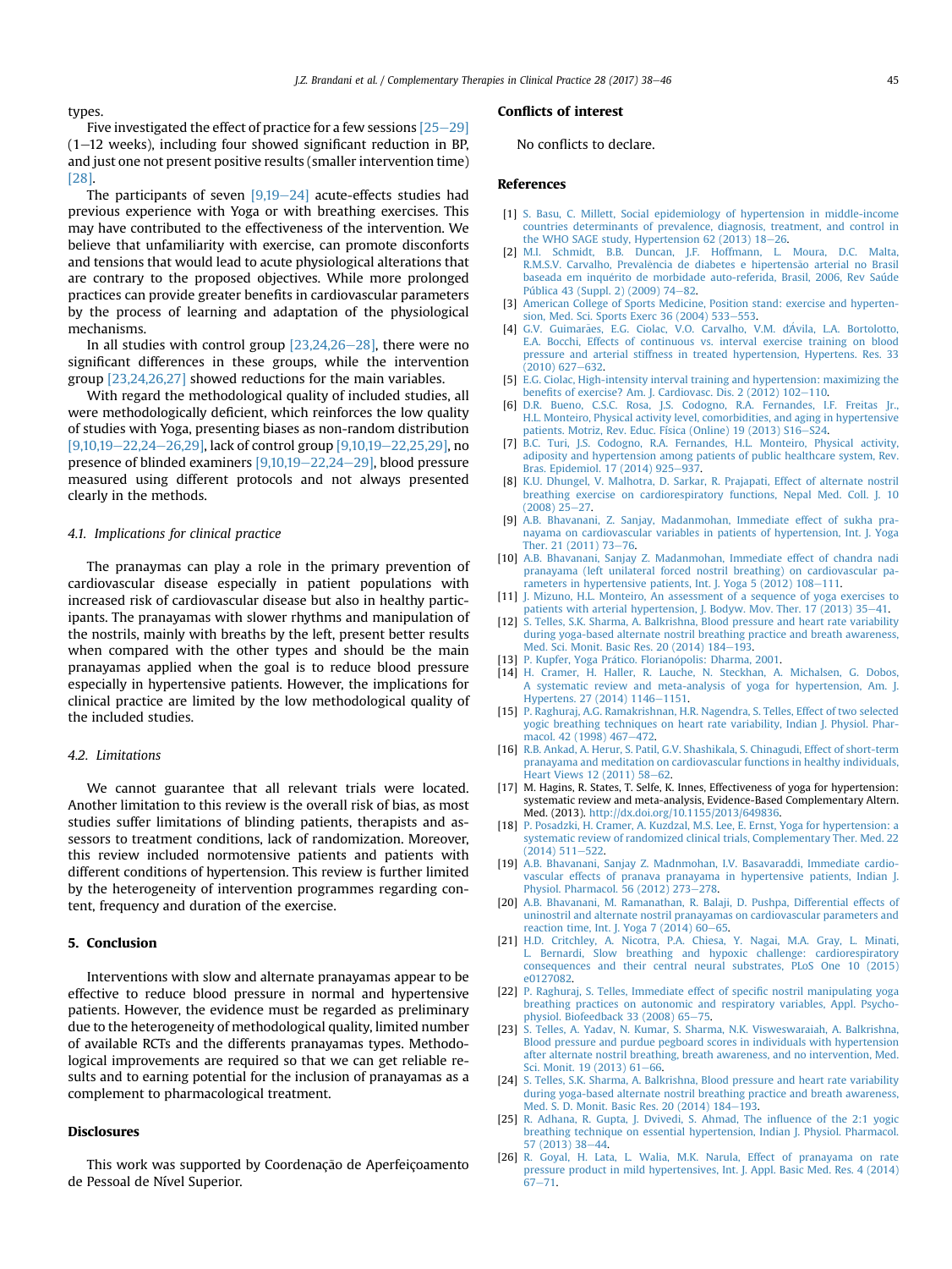types.

Five investigated the effect of practice for a few sessions [25–29] (1–12 weeks), including four showed significant reduction in BP, and just one not present positive results (smaller intervention time) [28].

The participants of seven [9,19–24] acute-effects studies had previous experience with Yoga or with breathing exercises. This may have contributed to the effectiveness of the intervention. We believe that unfamiliarity with exercise, can promote disconforts and tensions that would lead to acute physiological alterations that are contrary to the proposed objectives. While more prolonged practices can provide greater benefits in cardiovascular parameters by the process of learning and adaptation of the physiological mechanisms.

In all studies with control group [23,24,26–28], there were no significant differences in these groups, while the intervention group [23,24,26,27] showed reductions for the main variables.

With regard the methodological quality of included studies, all were methodologically deficient, which reinforces the low quality of studies with Yoga, presenting biases as non-random distribution [9,10,19–22,24–26,29], lack of control group [9,10,19–22,25,29], no presence of blinded examiners [9,10,19–22,24–29], blood pressure measured using different protocols and not always presented clearly in the methods.

### 4.1. Implications for clinical practice

The pranaymas can play a role in the primary prevention of cardiovascular disease especially in patient populations with increased risk of cardiovascular disease but also in healthy participants. The pranayamas with slower rhythms and manipulation of the nostrils, mainly with breaths by the left, present better results when compared with the other types and should be the main pranayamas applied when the goal is to reduce blood pressure especially in hypertensive patients. However, the implications for clinical practice are limited by the low methodological quality of the included studies.

### 4.2. Limitations

We cannot guarantee that all relevant trials were located. Another limitation to this review is the overall risk of bias, as most studies suffer limitations of blinding patients, therapists and assessors to treatment conditions, lack of randomization. Moreover, this review included normotensive patients and patients with different conditions of hypertension. This review is further limited by the heterogeneity of intervention programmes regarding content, frequency and duration of the exercise.

## 5. Conclusion

Interventions with slow and alternate pranayamas appear to be effective to reduce blood pressure in normal and hypertensive patients. However, the evidence must be regarded as preliminary due to the heterogeneity of methodological quality, limited number of available RCTs and the differents pranayamas types. Methodological improvements are required so that we can get reliable results and to earning potential for the inclusion of pranayamas as a complement to pharmacological treatment.

## Disclosures

This work was supported by Coordenação de Aperfeiçoamento de Pessoal de Nível Superior.

## Conflicts of interest

No conflicts to declare.

## References

[1] S. Basu, C. Millett, Social epidemiology of hypertension in middle-income countries determinants of prevalence, diagnosis, treatment, and control in the WHO SAGE study, Hypertension 62 (2013) 18–26.

[2] M.I. Schmidt, B.B. Duncan, J.F. Hoffmann, L. Moura, D.C. Malta, R.M.S.V. Carvalho, Prevalência de diabetes e hipertensão arterial no Brasil baseada em inquérito de morbidade auto-referida, Brasil, 2006, Rev Saúde Pública 43 (Suppl. 2) (2009) 74–82.

[3] American College of Sports Medicine, Position stand: exercise and hypertension, Med. Sci. Sports Exerc 36 (2004) 533–553.

[4] G.V. Guimarães, E.G. Ciolac, V.O. Carvalho, V.M. dÁvila, L.A. Bortolotto, E.A. Bocchi, Effects of continuous vs. interval exercise training on blood pressure and arterial stiffness in treated hypertension, Hypertens. Res. 33 (2010) 627–632.

[5] E.G. Ciolac, High-intensity interval training and hypertension: maximizing the benefits of exercise? Am. J. Cardiovasc. Dis. 2 (2012) 102–110.

[6] D.R. Bueno, C.S.C. Rosa, J.S. Codogno, R.A. Fernandes, I.F. Freitas Jr., H.L. Monteiro, Physical activity level, comorbidities, and aging in hypertensive patients. Motriz, Rev. Educ. Física (Online) 19 (2013) S16–S24.

[7] B.C. Turi, J.S. Codogno, R.A. Fernandes, H.L. Monteiro, Physical activity, adiposity and hypertension among patients of public healthcare system, Rev. Bras. Epidemiol. 17 (2014) 925–937.

[8] K.U. Dhungel, V. Malhotra, D. Sarkar, R. Prajapati, Effect of alternate nostril breathing exercise on cardiorespiratory functions, Nepal Med. Coll. J. 10 (2008) 25–27.

[9] A.B. Bhavanani, Z. Sanjay, Madanmohan, Immediate effect of sukha pranayama on cardiovascular variables in patients of hypertension, Int. J. Yoga Ther. 21 (2011) 73–76.

[10] A.B. Bhavanani, Sanjay Z. Madanmohan, Immediate effect of chandra nadi pranayama (left unilateral forced nostril breathing) on cardiovascular parameters in hypertensive patients, Int. J. Yoga 5 (2012) 108–111.

[11] J. Mizuno, H.L. Monteiro, An assessment of a sequence of yoga exercises to patients with arterial hypertension, J. Bodyw. Mov. Ther. 17 (2013) 35–41.

[12] S. Telles, S.K. Sharma, A. Balkrishna, Blood pressure and heart rate variability during yoga-based alternate nostril breathing practice and breath awareness, Med. Sci. Monit. Basic Res. 20 (2014) 184–193.

[13] P. Kupfer, Yoga Prático. Florianópolis: Dharma, 2001.

[14] H. Cramer, H. Haller, R. Lauche, N. Steckhan, A. Michalsen, G. Dobos, A systematic review and meta-analysis of yoga for hypertension, Am. J. Hypertens. 27 (2014) 1146–1151.

[15] P. Raghuraj, A.G. Ramakrishnan, H.R. Nagendra, S. Telles, Effect of two selected yogic breathing techniques on heart rate variability, Indian J. Physiol. Pharmacol. 42 (1998) 467–472.

[16] R.B. Ankad, A. Herur, S. Patil, G.V. Shashikala, S. Chinagudi, Effect of short-term pranayama and meditation on cardiovascular functions in healthy individuals, Heart Views 12 (2011) 58–62.

[17] M. Hagins, R. States, T. Selfe, K. Innes, Effectiveness of yoga for hypertension: systematic review and meta-analysis, Evidence-Based Complementary Altern. Med. (2013). http://dx.doi.org/10.1155/2013/649836.

[18] P. Posadzki, H. Cramer, A. Kuzdzal, M.S. Lee, E. Ernst, Yoga for hypertension: a systematic review of randomized clinical trials, Complementary Ther. Med. 22 (2014) 511–522.

[19] A.B. Bhavanani, Sanjay Z. Madnmohan, I.V. Basavaraddi, Immediate cardiovascular effects of pranava pranayama in hypertensive patients, Indian J. Physiol. Pharmacol. 56 (2012) 273–278.

[20] A.B. Bhavanani, M. Ramanathan, R. Balaji, D. Pushpa, Differential effects of uninostril and alternate nostril pranayamas on cardiovascular parameters and reaction time, Int. J. Yoga 7 (2014) 60–65.

[21] H.D. Critchley, A. Nicotra, P.A. Chiesa, Y. Nagai, M.A. Gray, L. Minati, L. Bernardi, Slow breathing and hypoxic challenge: cardiorespiratory consequences and their central neural substrates, PLoS One 10 (2015) e0127082.

[22] P. Raghuraj, S. Telles, Immediate effect of specific nostril manipulating yoga breathing practices on autonomic and respiratory variables, Appl. Psychophysiol. Biofeedback 33 (2008) 65–75.

[23] S. Telles, A. Yadav, N. Kumar, S. Sharma, N.K. Visweswaraiah, A. Balkrishna, Blood pressure and purdue pegboard scores in individuals with hypertension after alternate nostril breathing, breath awareness, and no intervention, Med. Sci. Monit. 19 (2013) 61–66.

[24] S. Telles, S.K. Sharma, A. Balkrishna, Blood pressure and heart rate variability during yoga-based alternate nostril breathing practice and breath awareness, Med. S. D. Monit. Basic Res. 20 (2014) 184–193.

[25] R. Adhana, R. Gupta, J. Dvivedi, S. Ahmad, The influence of the 2:1 yogic breathing technique on essential hypertension, Indian J. Physiol. Pharmacol. 57 (2013) 38–44.

[26] R. Goyal, H. Lata, L. Walia, M.K. Narula, Effect of pranayama on rate pressure product in mild hypertensives, Int. J. Appl. Basic Med. Res. 4 (2014) 67–71.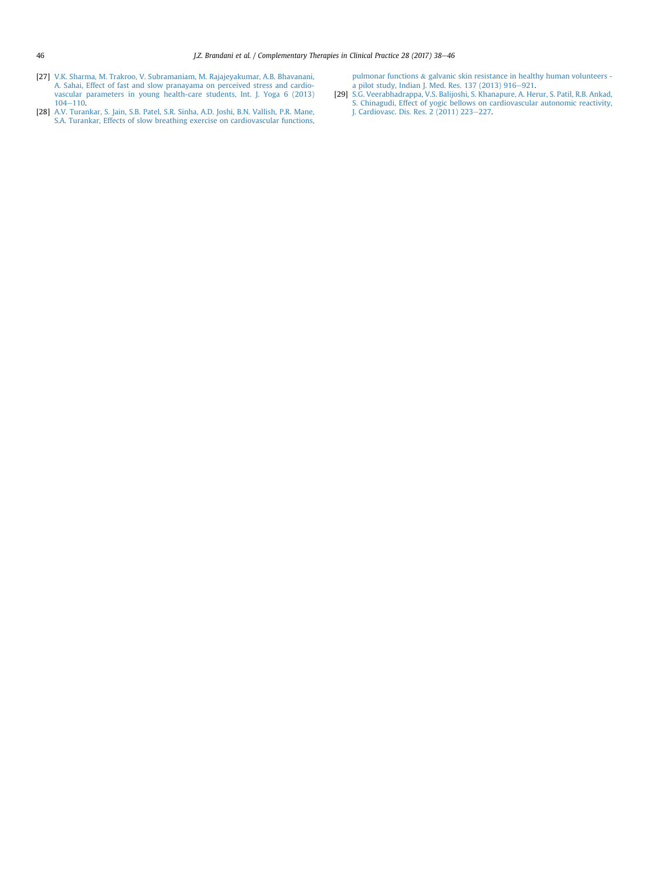[27] V.K. Sharma, M. Trakroo, V. Subramaniam, M. Rajajeyakumar, A.B. Bhavanani, A. Sahai, Effect of fast and slow pranayama on perceived stress and cardiovascular parameters in young health-care students, Int. J. Yoga 6 (2013) 104–110.

[28] A.V. Turankar, S. Jain, S.B. Patel, S.R. Sinha, A.D. Joshi, B.N. Vallish, P.R. Mane, S.A. Turankar, Effects of slow breathing exercise on cardiovascular functions, pulmonar functions & galvanic skin resistance in healthy human volunteers - a pilot study, Indian J. Med. Res. 137 (2013) 916–921.

[29] S.G. Veerabhadrappa, V.S. Balijoshi, S. Khanapure, A. Herur, S. Patil, R.B. Ankad, S. Chinagudi, Effect of yogic bellows on cardiovascular autonomic reactivity, J. Cardiovasc. Dis. Res. 2 (2011) 223–227.